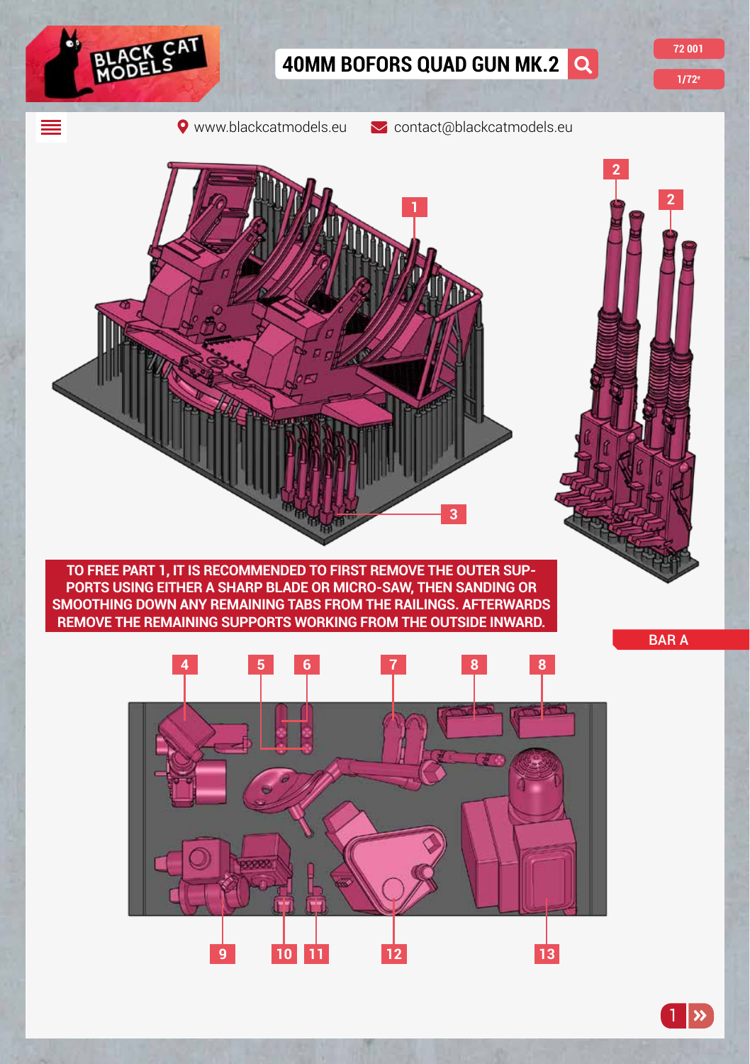# 40MM BOFORS QUAD GUN MK.2

72 001

1/72e

www.blackcatmodels.eu contact@blackcatmodels.eu

1

2

2

3

TO FREE PART 1, IT IS RECOMMENDED TO FIRST REMOVE THE OUTER SUPPORTS USING EITHER A SHARP BLADE OR MICRO-SAW, THEN SANDING OR SMOOTHING DOWN ANY REMAINING TABS FROM THE RAILINGS. AFTERWARDS REMOVE THE REMAINING SUPPORTS WORKING FROM THE OUTSIDE INWARD.

BAR A

4 5 6 7 8 8

9 10 11 12 13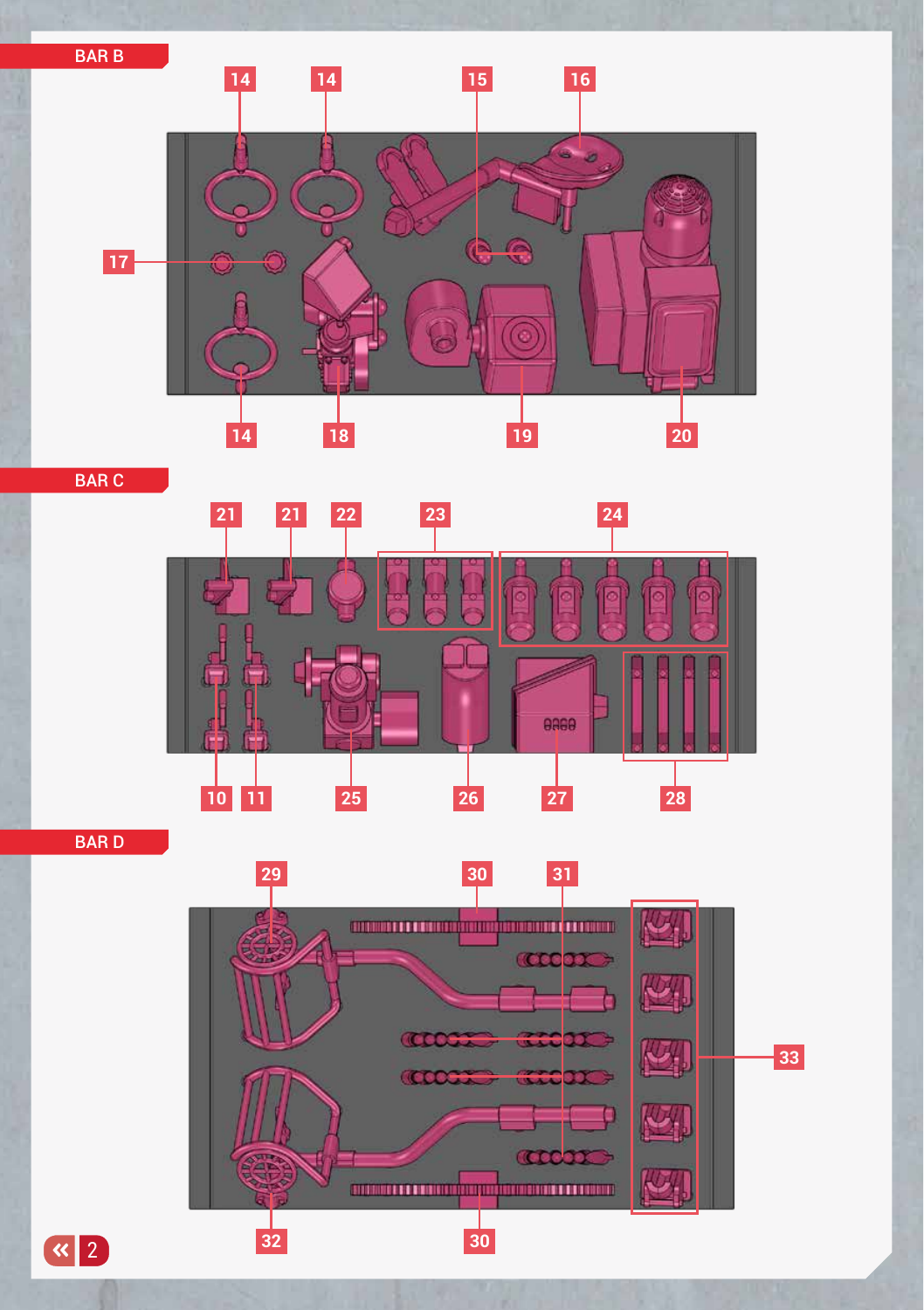## BAR B

14 14 15 16

17

14 18 19 20

## BAR C

21 21 22 23 24

10 11 25 26 27 28

## BAR D

29 30 31

33

32 30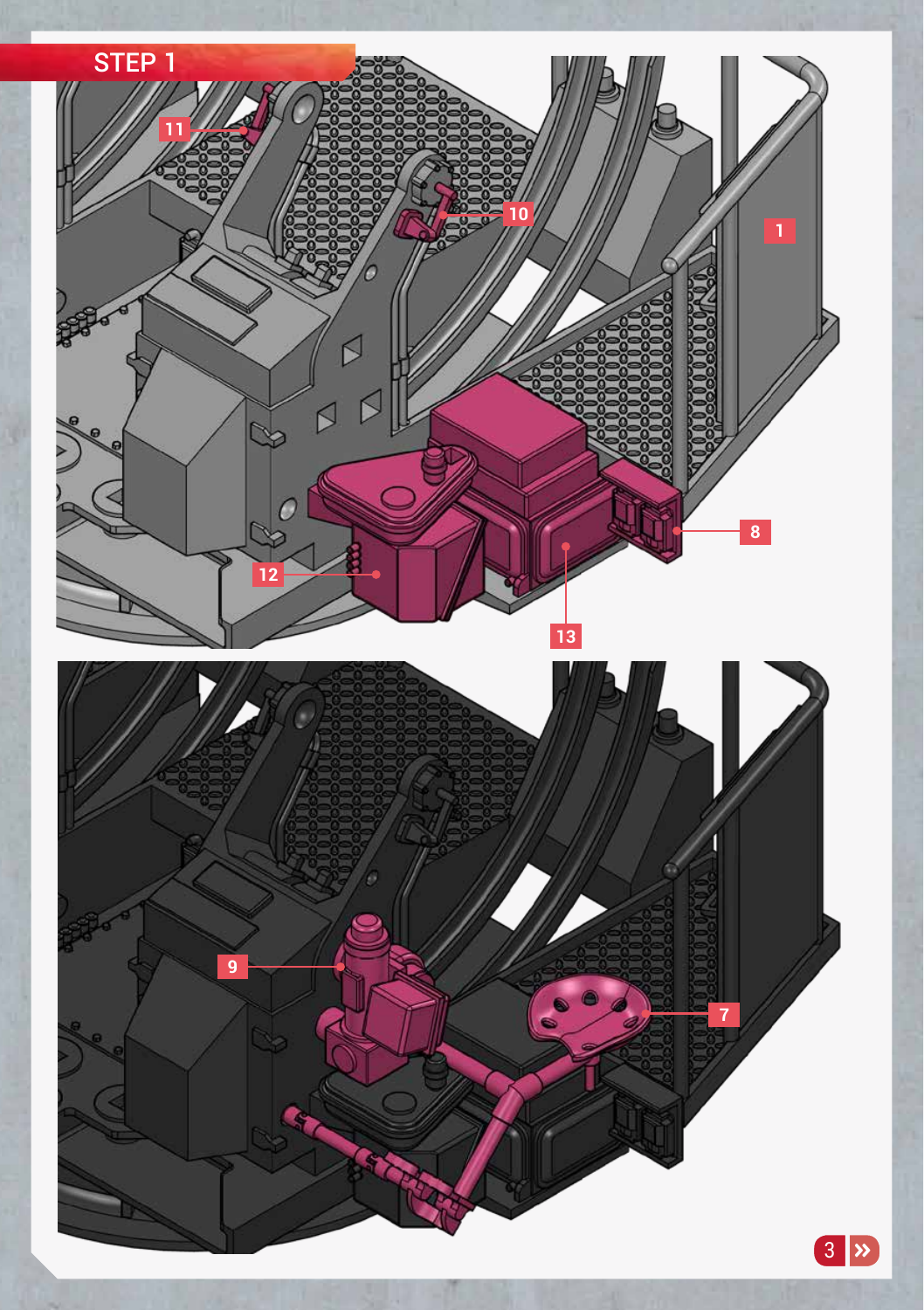## STEP 1

11

10

1

8

12

13

9

7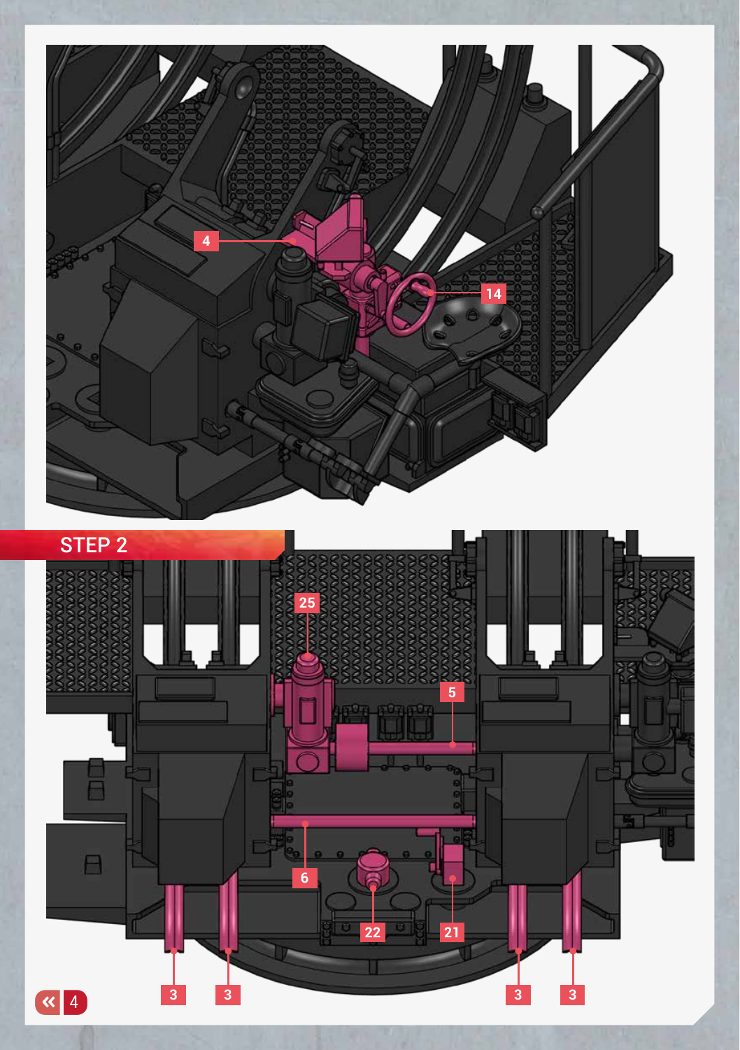## STEP 2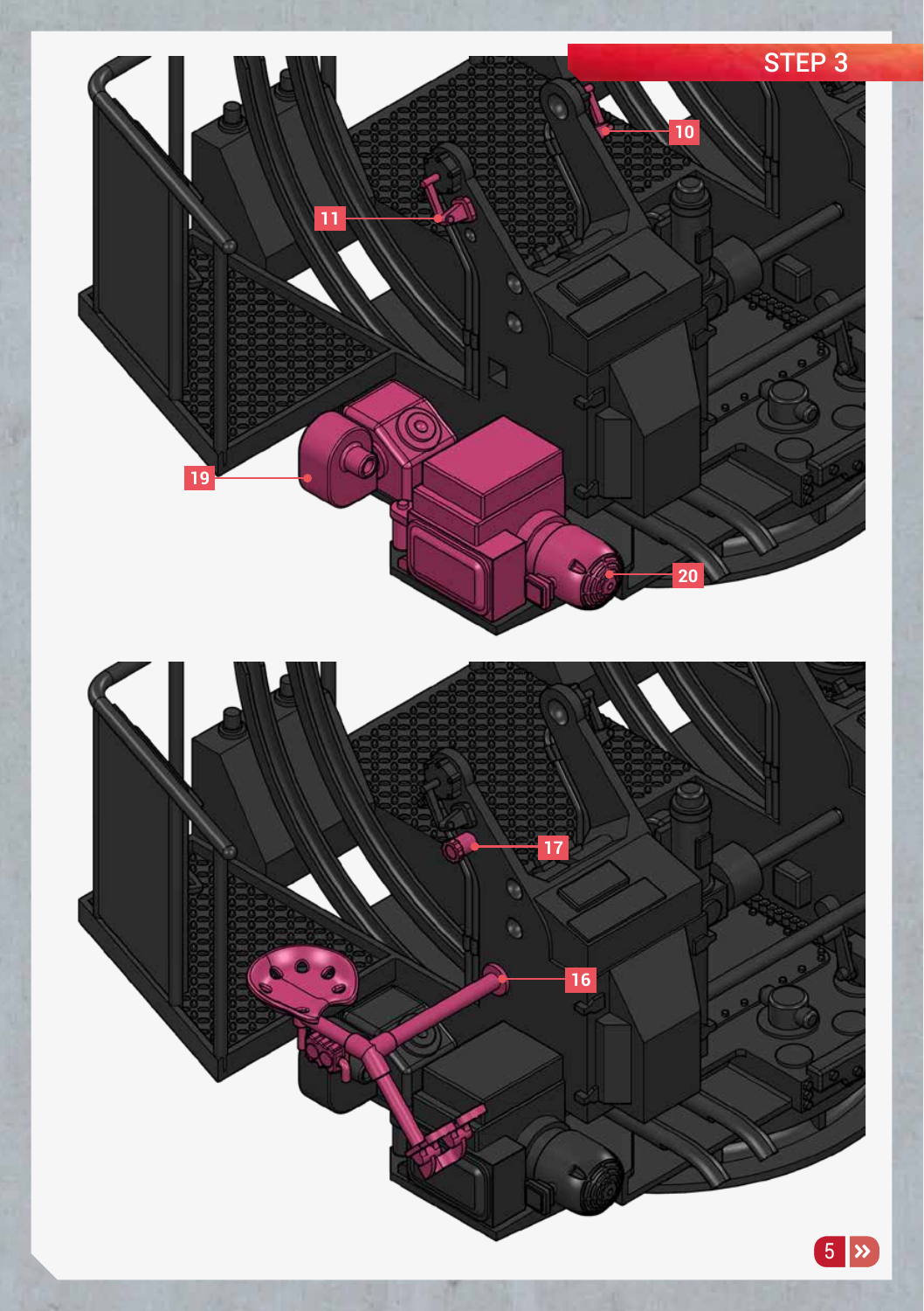## STEP 3

10

11

19

20

17

16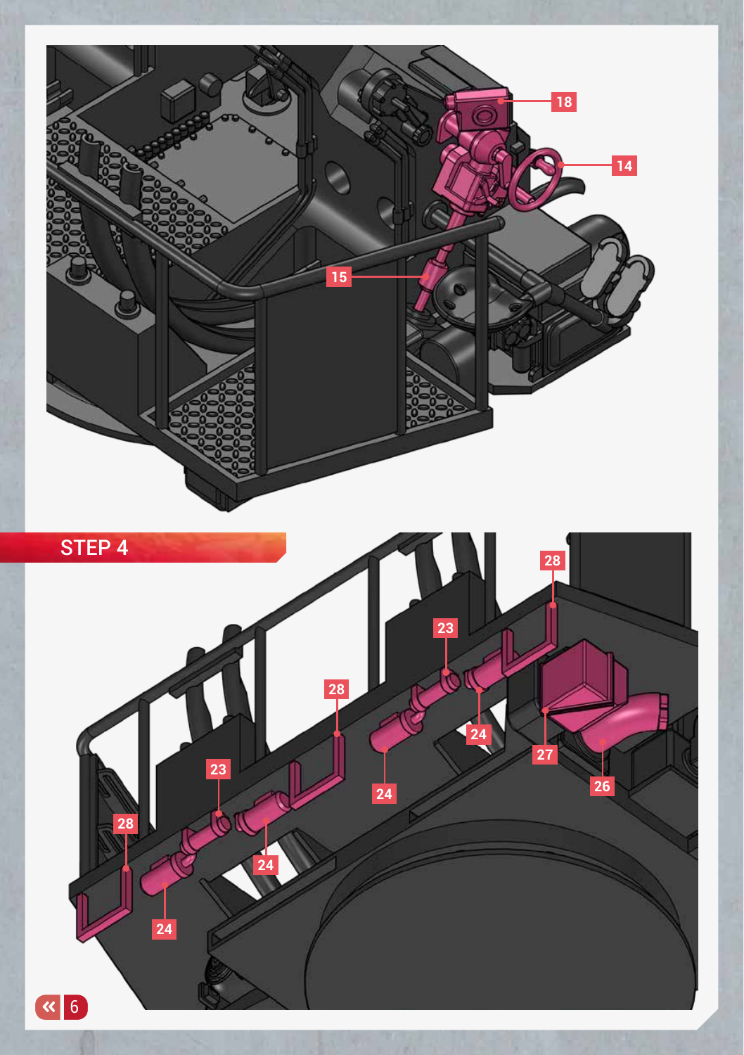## STEP 4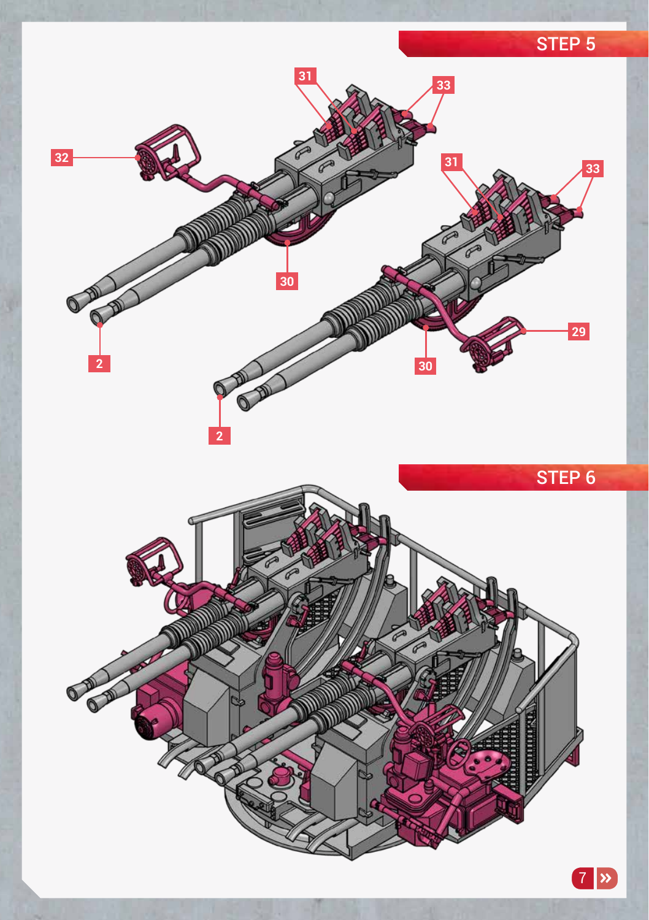## STEP 5

32
31
33
30
2
31
33
29
30
2

## STEP 6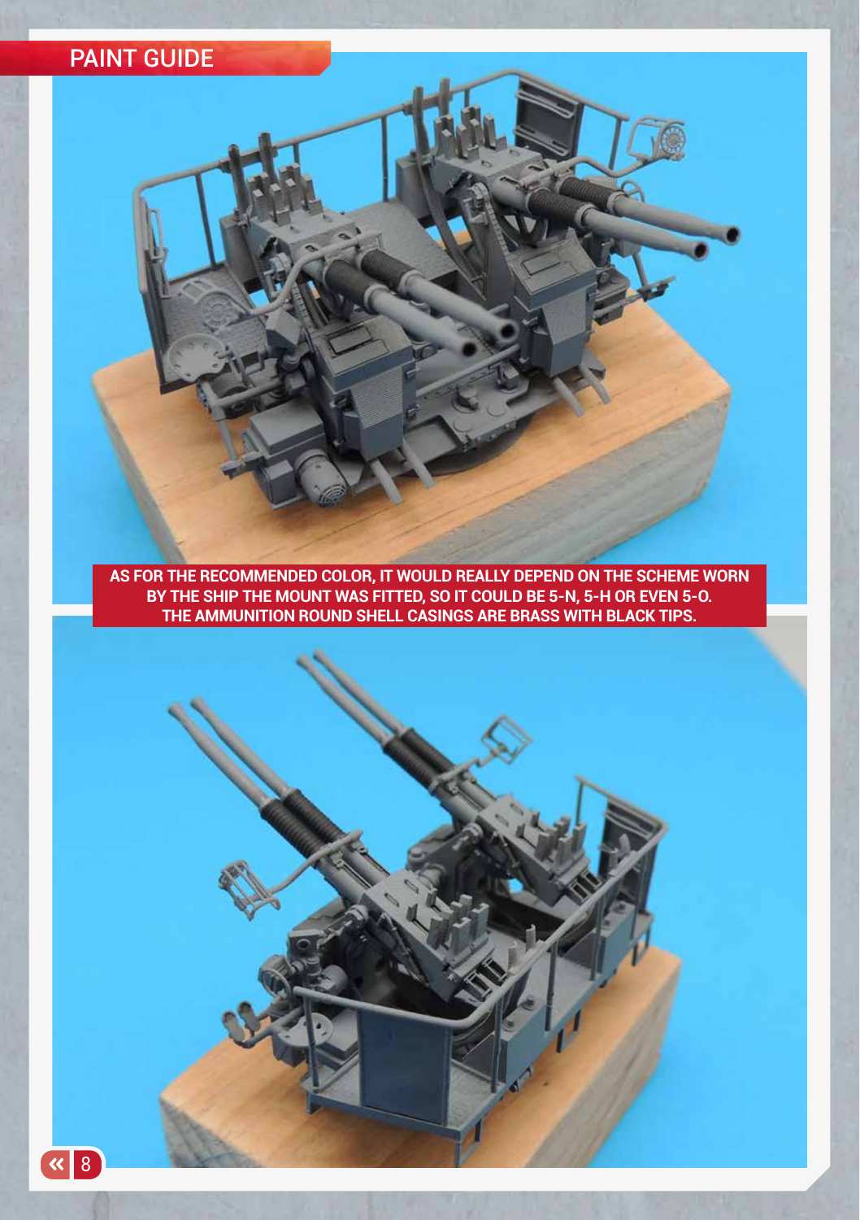## PAINT GUIDE

AS FOR THE RECOMMENDED COLOR, IT WOULD REALLY DEPEND ON THE SCHEME WORN BY THE SHIP THE MOUNT WAS FITTED, SO IT COULD BE 5-N, 5-H OR EVEN 5-O. THE AMMUNITION ROUND SHELL CASINGS ARE BRASS WITH BLACK TIPS.